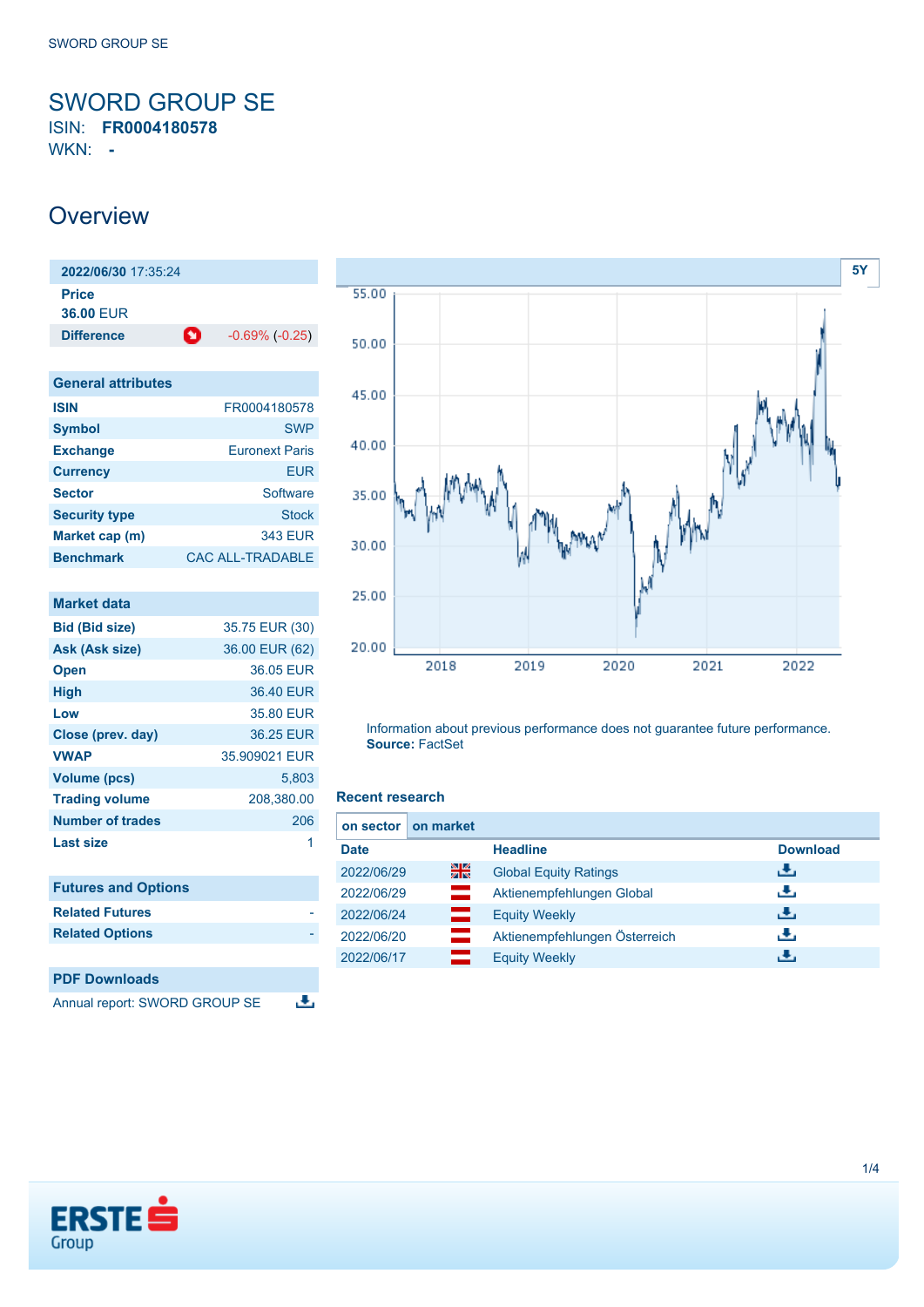# SWORD GROUP SE

ISIN: **FR0004180578**

WKN: **-**

## Overview

| 2022/06/30 17:35:24 | |
|---|---|
| Price | |
| **36.00** EUR | |
| Difference | -0.69% (-0.25) |

| General attributes | |
|---|---|
| ISIN | FR0004180578 |
| Symbol | SWP |
| Exchange | Euronext Paris |
| Currency | EUR |
| Sector | Software |
| Security type | Stock |
| Market cap (m) | 343 EUR |
| Benchmark | CAC ALL-TRADABLE |

| Market data | |
|---|---|
| Bid (Bid size) | 35.75 EUR (30) |
| Ask (Ask size) | 36.00 EUR (62) |
| Open | 36.05 EUR |
| High | 36.40 EUR |
| Low | 35.80 EUR |
| Close (prev. day) | 36.25 EUR |
| VWAP | 35.909021 EUR |
| Volume (pcs) | 5,803 |
| Trading volume | 208,380.00 |
| Number of trades | 206 |
| Last size | 1 |

| Futures and Options | |
|---|---|
| Related Futures | - |
| Related Options | - |

| PDF Downloads |
|---|
| Annual report: SWORD GROUP SE |

Information about previous performance does not guarantee future performance.
**Source:** FactSet

### Recent research

on sector | on market

| Date | | Headline | Download |
|---|---|---|---|
| 2022/06/29 | | Global Equity Ratings | |
| 2022/06/29 | | Aktienempfehlungen Global | |
| 2022/06/24 | | Equity Weekly | |
| 2022/06/20 | | Aktienempfehlungen Österreich | |
| 2022/06/17 | | Equity Weekly | |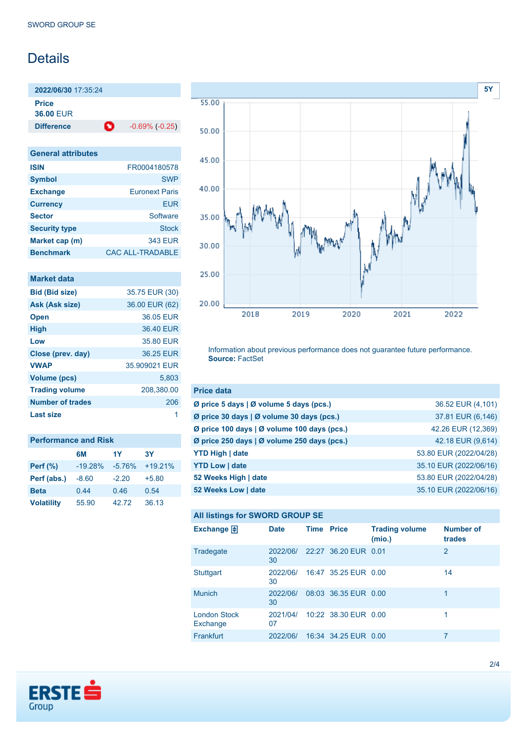SWORD GROUP SE

# Details

| 2022/06/30 17:35:24 | |
|---|---|
| **Price** | |
| **36.00** EUR | |
| **Difference** | -0.69% (-0.25) |

| General attributes | |
|---|---|
| **ISIN** | FR0004180578 |
| **Symbol** | SWP |
| **Exchange** | Euronext Paris |
| **Currency** | EUR |
| **Sector** | Software |
| **Security type** | Stock |
| **Market cap (m)** | 343 EUR |
| **Benchmark** | CAC ALL-TRADABLE |

| Market data | |
|---|---|
| **Bid (Bid size)** | 35.75 EUR (30) |
| **Ask (Ask size)** | 36.00 EUR (62) |
| **Open** | 36.05 EUR |
| **High** | 36.40 EUR |
| **Low** | 35.80 EUR |
| **Close (prev. day)** | 36.25 EUR |
| **VWAP** | 35.909021 EUR |
| **Volume (pcs)** | 5,803 |
| **Trading volume** | 208,380.00 |
| **Number of trades** | 206 |
| **Last size** | 1 |

## Performance and Risk

| | 6M | 1Y | 3Y |
|---|---|---|---|
| **Perf (%)** | -19.28% | -5.76% | +19.21% |
| **Perf (abs.)** | -8.60 | -2.20 | +5.80 |
| **Beta** | 0.44 | 0.46 | 0.54 |
| **Volatility** | 55.90 | 42.72 | 36.13 |

Information about previous performance does not guarantee future performance.
**Source:** FactSet

| Price data | |
|---|---|
| **Ø price 5 days \| Ø volume 5 days (pcs.)** | 36.52 EUR (4,101) |
| **Ø price 30 days \| Ø volume 30 days (pcs.)** | 37.81 EUR (6,146) |
| **Ø price 100 days \| Ø volume 100 days (pcs.)** | 42.26 EUR (12,369) |
| **Ø price 250 days \| Ø volume 250 days (pcs.)** | 42.18 EUR (9,614) |
| **YTD High \| date** | 53.80 EUR (2022/04/28) |
| **YTD Low \| date** | 35.10 EUR (2022/06/16) |
| **52 Weeks High \| date** | 53.80 EUR (2022/04/28) |
| **52 Weeks Low \| date** | 35.10 EUR (2022/06/16) |

## All listings for SWORD GROUP SE

| Exchange | Date | Time | Price | Trading volume (mio.) | Number of trades |
|---|---|---|---|---|---|
| Tradegate | 2022/06/30 | 22:27 | 36.20 EUR | 0.01 | 2 |
| Stuttgart | 2022/06/30 | 16:47 | 35.25 EUR | 0.00 | 14 |
| Munich | 2022/06/30 | 08:03 | 36.35 EUR | 0.00 | 1 |
| London Stock Exchange | 2021/04/07 | 10:22 | 38.30 EUR | 0.00 | 1 |
| Frankfurt | 2022/06/ | 16:34 | 34.25 EUR | 0.00 | 7 |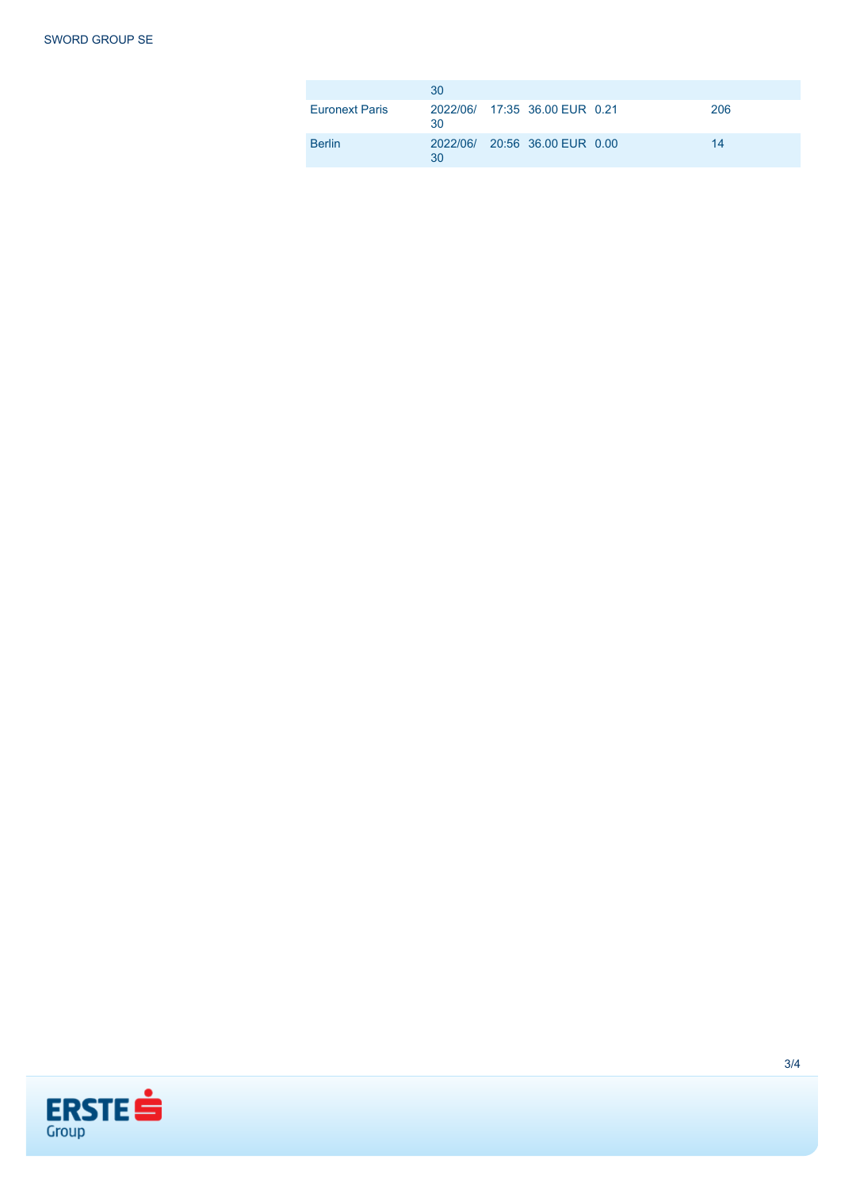|  |  |  |  |  |  |
|---|---|---|---|---|---|
|  | 30 |  |  |  |  |
| Euronext Paris | 2022/06/30 | 17:35 | 36.00 EUR | 0.21 | 206 |
| Berlin | 2022/06/30 | 20:56 | 36.00 EUR | 0.00 | 14 |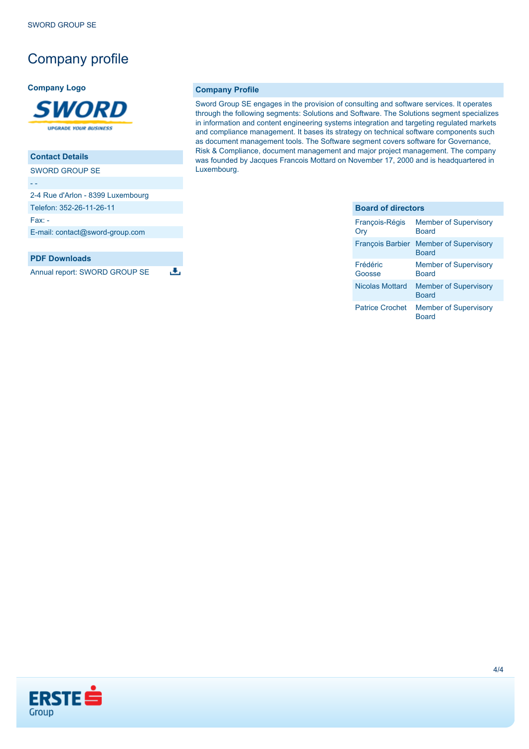# Company profile

**Company Logo**

## Contact Details

SWORD GROUP SE

- -

2-4 Rue d'Arlon - 8399 Luxembourg

Telefon: 352-26-11-26-11

Fax: -

E-mail: contact@sword-group.com

## PDF Downloads

Annual report: SWORD GROUP SE

## Company Profile

Sword Group SE engages in the provision of consulting and software services. It operates through the following segments: Solutions and Software. The Solutions segment specializes in information and content engineering systems integration and targeting regulated markets and compliance management. It bases its strategy on technical software components such as document management tools. The Software segment covers software for Governance, Risk & Compliance, document management and major project management. The company was founded by Jacques Francois Mottard on November 17, 2000 and is headquartered in Luxembourg.

## Board of directors

| | |
|---|---|
| François-Régis Ory | Member of Supervisory Board |
| François Barbier | Member of Supervisory Board |
| Frédéric Goosse | Member of Supervisory Board |
| Nicolas Mottard | Member of Supervisory Board |
| Patrice Crochet | Member of Supervisory Board |